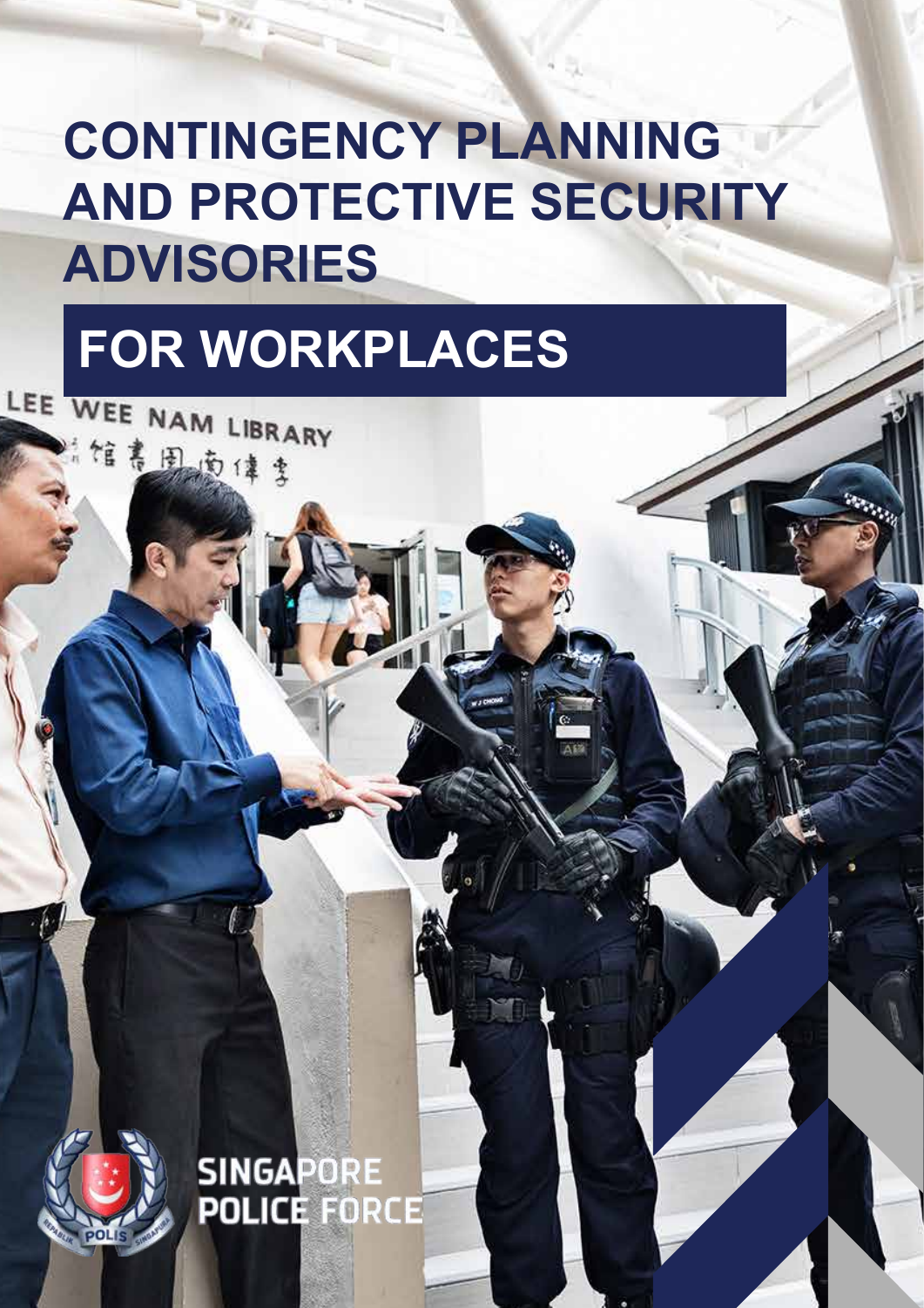# CONTINGENCY PLANNING AND PROTECTIVE SECURITY ADVISORIES

## FOR WORKPLACES

SINGAPORE POLICE FORCE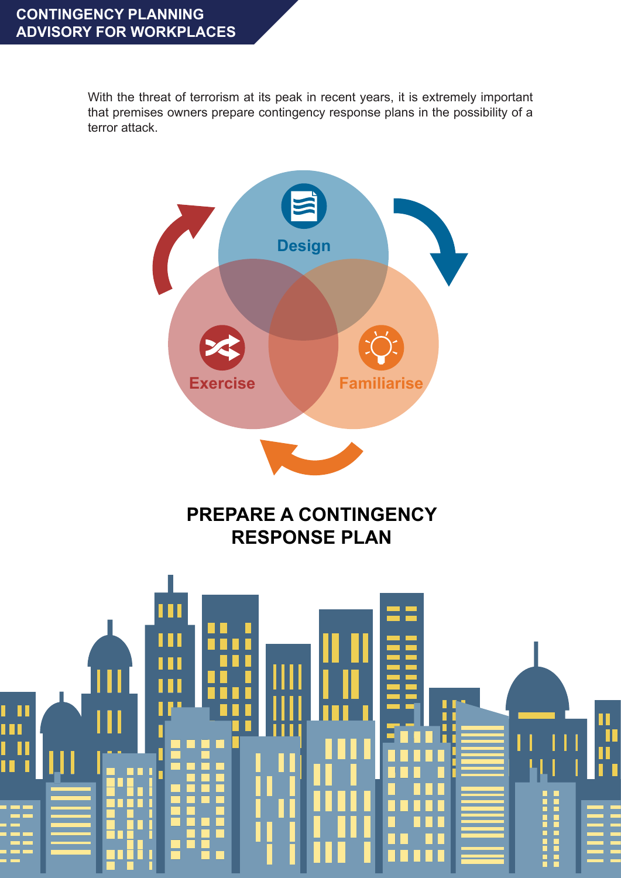CONTINGENCY PLANNING ADVISORY FOR WORKPLACES

With the threat of terrorism at its peak in recent years, it is extremely important that premises owners prepare contingency response plans in the possibility of a terror attack.

Design

Familiarise

Exercise

## PREPARE A CONTINGENCY RESPONSE PLAN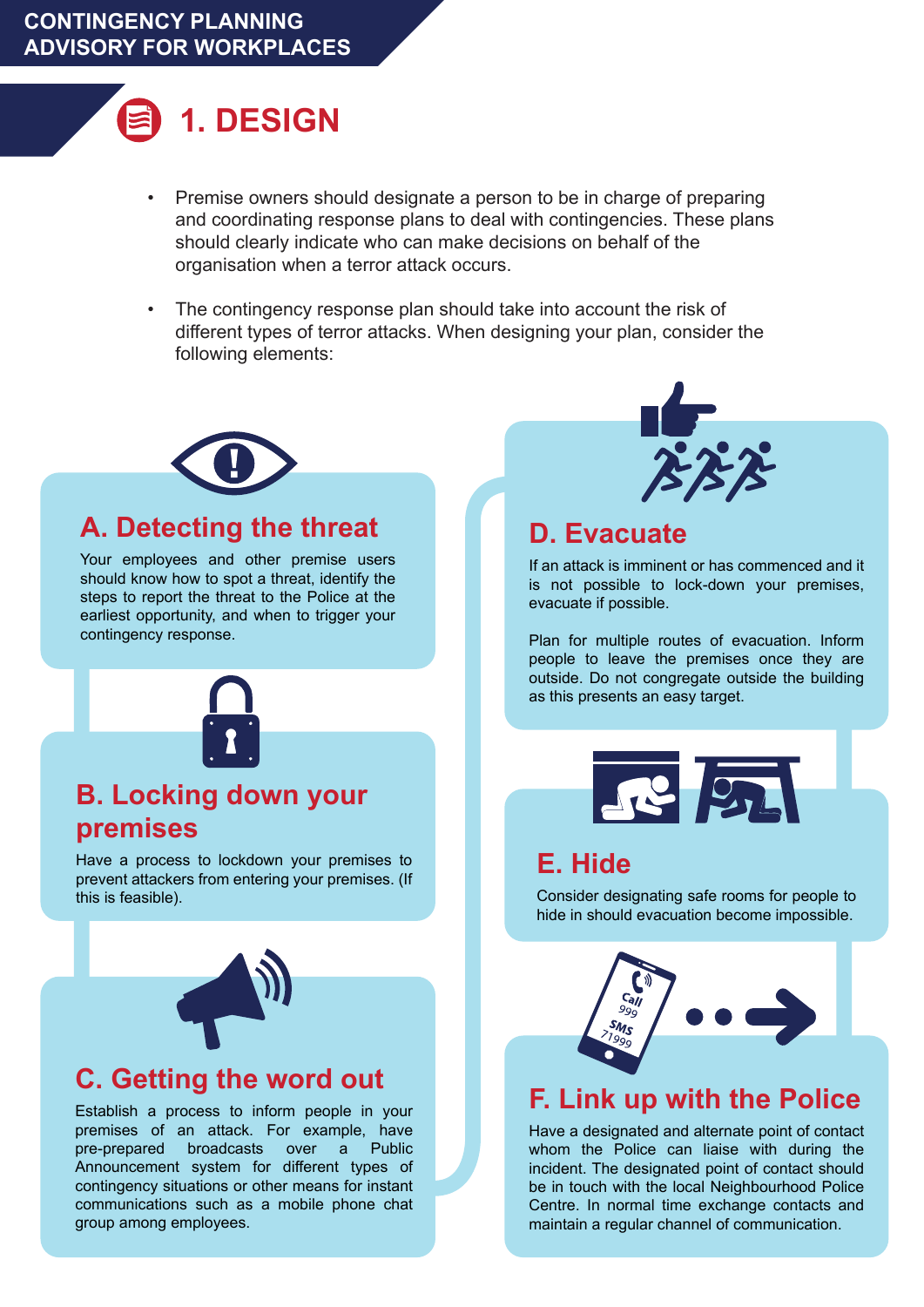CONTINGENCY PLANNING ADVISORY FOR WORKPLACES

# 1. DESIGN

- Premise owners should designate a person to be in charge of preparing and coordinating response plans to deal with contingencies. These plans should clearly indicate who can make decisions on behalf of the organisation when a terror attack occurs.

- The contingency response plan should take into account the risk of different types of terror attacks. When designing your plan, consider the following elements:

## A. Detecting the threat

Your employees and other premise users should know how to spot a threat, identify the steps to report the threat to the Police at the earliest opportunity, and when to trigger your contingency response.

## B. Locking down your premises

Have a process to lockdown your premises to prevent attackers from entering your premises. (If this is feasible).

## C. Getting the word out

Establish a process to inform people in your premises of an attack. For example, have pre-prepared broadcasts over a Public Announcement system for different types of contingency situations or other means for instant communications such as a mobile phone chat group among employees.

## D. Evacuate

If an attack is imminent or has commenced and it is not possible to lock-down your premises, evacuate if possible.

Plan for multiple routes of evacuation. Inform people to leave the premises once they are outside. Do not congregate outside the building as this presents an easy target.

## E. Hide

Consider designating safe rooms for people to hide in should evacuation become impossible.

## F. Link up with the Police

Have a designated and alternate point of contact whom the Police can liaise with during the incident. The designated point of contact should be in touch with the local Neighbourhood Police Centre. In normal time exchange contacts and maintain a regular channel of communication.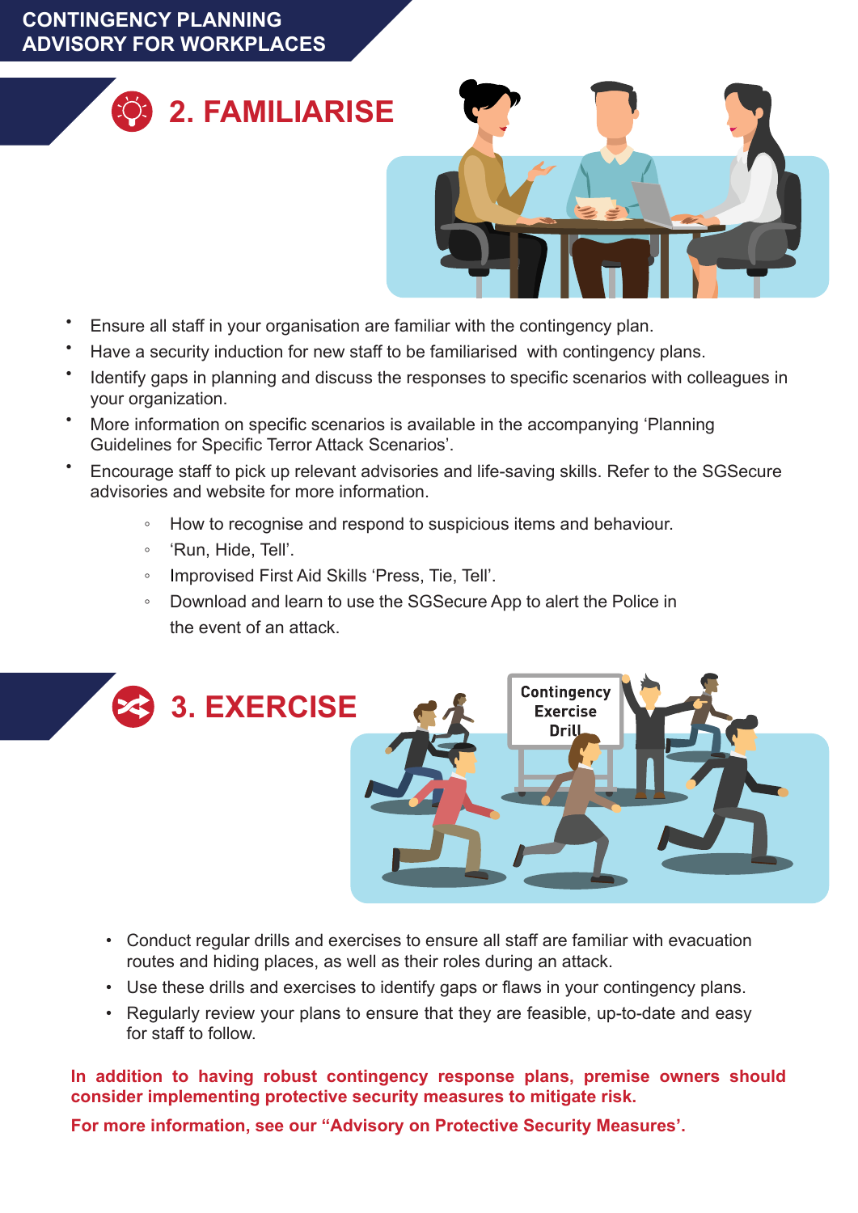## 2. FAMILIARISE

- Ensure all staff in your organisation are familiar with the contingency plan.
- Have a security induction for new staff to be familiarised with contingency plans.
- Identify gaps in planning and discuss the responses to specific scenarios with colleagues in your organization.
- More information on specific scenarios is available in the accompanying 'Planning Guidelines for Specific Terror Attack Scenarios'.
- Encourage staff to pick up relevant advisories and life-saving skills. Refer to the SGSecure advisories and website for more information.
  - How to recognise and respond to suspicious items and behaviour.
  - 'Run, Hide, Tell'.
  - Improvised First Aid Skills 'Press, Tie, Tell'.
  - Download and learn to use the SGSecure App to alert the Police in the event of an attack.

## 3. EXERCISE

- Conduct regular drills and exercises to ensure all staff are familiar with evacuation routes and hiding places, as well as their roles during an attack.
- Use these drills and exercises to identify gaps or flaws in your contingency plans.
- Regularly review your plans to ensure that they are feasible, up-to-date and easy for staff to follow.

**In addition to having robust contingency response plans, premise owners should consider implementing protective security measures to mitigate risk.**

**For more information, see our "Advisory on Protective Security Measures'.**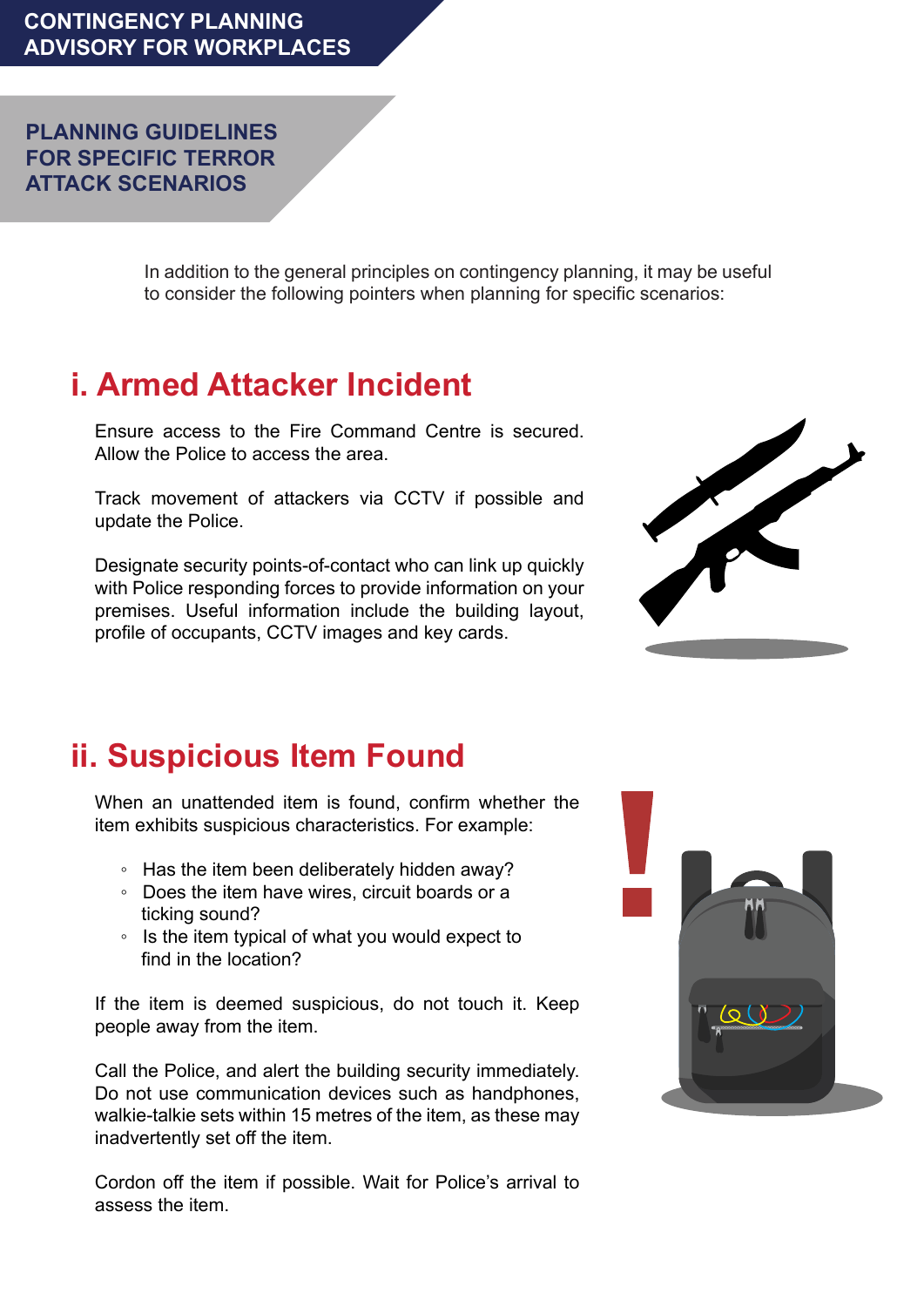# CONTINGENCY PLANNING ADVISORY FOR WORKPLACES

## PLANNING GUIDELINES FOR SPECIFIC TERROR ATTACK SCENARIOS

In addition to the general principles on contingency planning, it may be useful to consider the following pointers when planning for specific scenarios:

## i. Armed Attacker Incident

Ensure access to the Fire Command Centre is secured. Allow the Police to access the area.

Track movement of attackers via CCTV if possible and update the Police.

Designate security points-of-contact who can link up quickly with Police responding forces to provide information on your premises. Useful information include the building layout, profile of occupants, CCTV images and key cards.

## ii. Suspicious Item Found

When an unattended item is found, confirm whether the item exhibits suspicious characteristics. For example:

- Has the item been deliberately hidden away?
- Does the item have wires, circuit boards or a ticking sound?
- Is the item typical of what you would expect to find in the location?

If the item is deemed suspicious, do not touch it. Keep people away from the item.

Call the Police, and alert the building security immediately. Do not use communication devices such as handphones, walkie-talkie sets within 15 metres of the item, as these may inadvertently set off the item.

Cordon off the item if possible. Wait for Police's arrival to assess the item.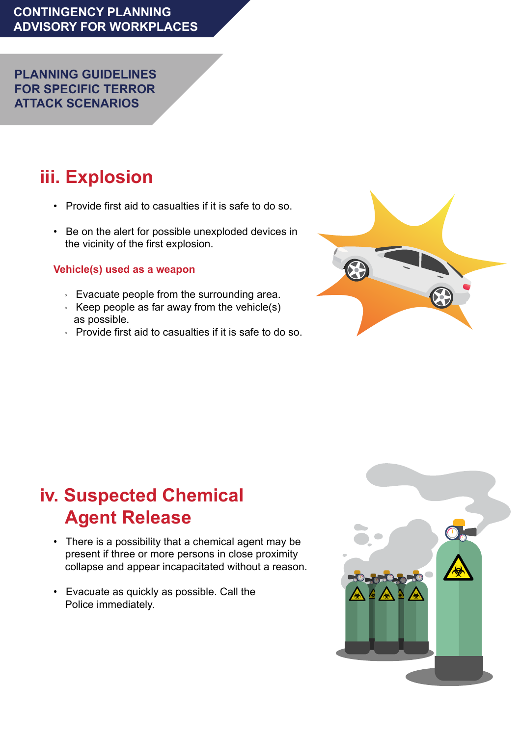CONTINGENCY PLANNING ADVISORY FOR WORKPLACES

PLANNING GUIDELINES FOR SPECIFIC TERROR ATTACK SCENARIOS

## iii. Explosion

- Provide first aid to casualties if it is safe to do so.
- Be on the alert for possible unexploded devices in the vicinity of the first explosion.

**Vehicle(s) used as a weapon**

- Evacuate people from the surrounding area.
- Keep people as far away from the vehicle(s) as possible.
- Provide first aid to casualties if it is safe to do so.

## iv. Suspected Chemical Agent Release

- There is a possibility that a chemical agent may be present if three or more persons in close proximity collapse and appear incapacitated without a reason.
- Evacuate as quickly as possible. Call the Police immediately.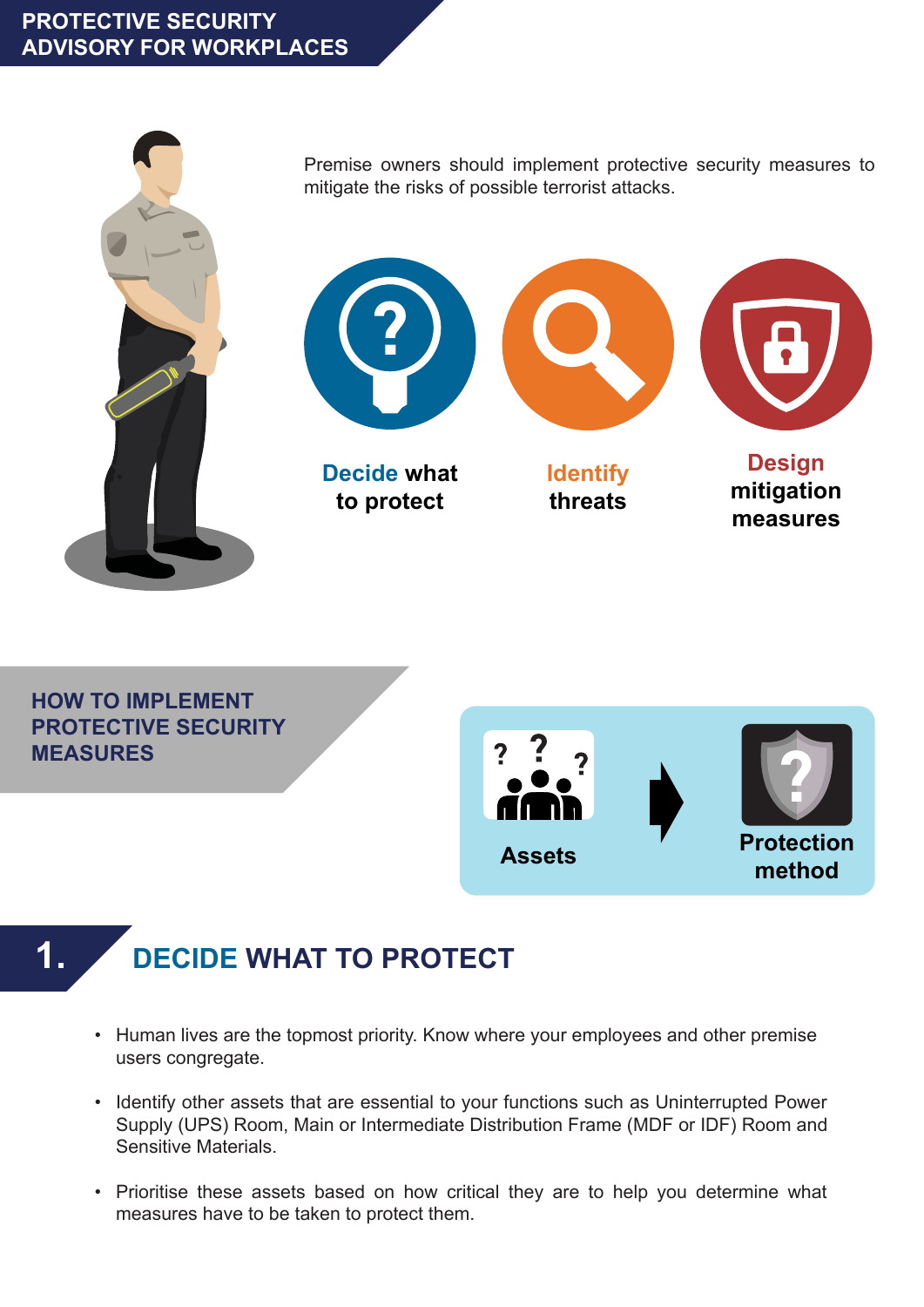# PROTECTIVE SECURITY ADVISORY FOR WORKPLACES

Premise owners should implement protective security measures to mitigate the risks of possible terrorist attacks.

**Decide what to protect**

**Identify threats**

**Design mitigation measures**

## HOW TO IMPLEMENT PROTECTIVE SECURITY MEASURES

**Assets** → **Protection method**

## 1. DECIDE WHAT TO PROTECT

- Human lives are the topmost priority. Know where your employees and other premise users congregate.
- Identify other assets that are essential to your functions such as Uninterrupted Power Supply (UPS) Room, Main or Intermediate Distribution Frame (MDF or IDF) Room and Sensitive Materials.
- Prioritise these assets based on how critical they are to help you determine what measures have to be taken to protect them.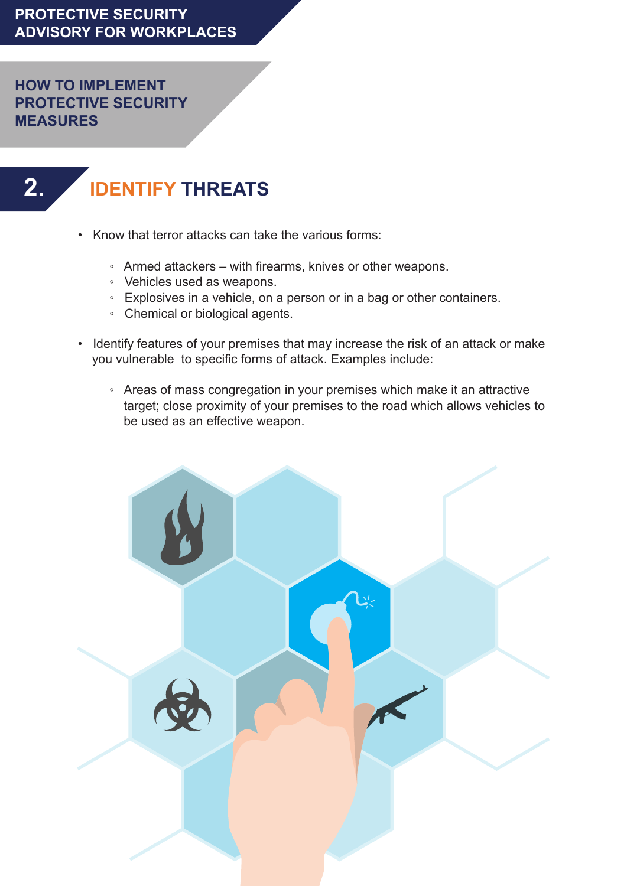PROTECTIVE SECURITY ADVISORY FOR WORKPLACES

## HOW TO IMPLEMENT PROTECTIVE SECURITY MEASURES

# 2. IDENTIFY THREATS

- Know that terror attacks can take the various forms:
  - Armed attackers – with firearms, knives or other weapons.
  - Vehicles used as weapons.
  - Explosives in a vehicle, on a person or in a bag or other containers.
  - Chemical or biological agents.
- Identify features of your premises that may increase the risk of an attack or make you vulnerable to specific forms of attack. Examples include:
  - Areas of mass congregation in your premises which make it an attractive target; close proximity of your premises to the road which allows vehicles to be used as an effective weapon.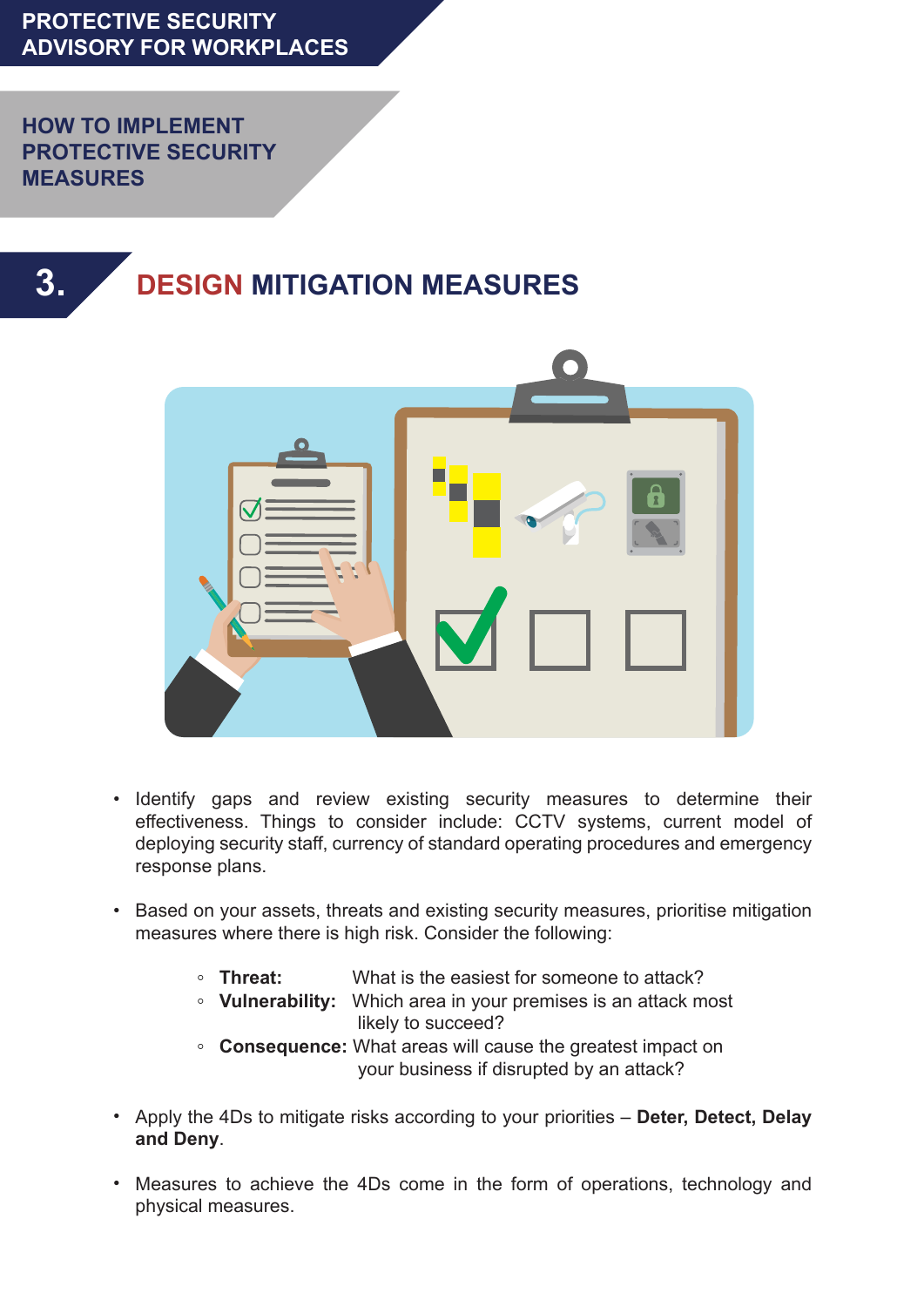PROTECTIVE SECURITY ADVISORY FOR WORKPLACES

HOW TO IMPLEMENT PROTECTIVE SECURITY MEASURES

## 3. DESIGN MITIGATION MEASURES

- Identify gaps and review existing security measures to determine their effectiveness. Things to consider include: CCTV systems, current model of deploying security staff, currency of standard operating procedures and emergency response plans.

- Based on your assets, threats and existing security measures, prioritise mitigation measures where there is high risk. Consider the following:

    - **Threat:** What is the easiest for someone to attack?
    - **Vulnerability:** Which area in your premises is an attack most likely to succeed?
    - **Consequence:** What areas will cause the greatest impact on your business if disrupted by an attack?

- Apply the 4Ds to mitigate risks according to your priorities – **Deter, Detect, Delay and Deny**.

- Measures to achieve the 4Ds come in the form of operations, technology and physical measures.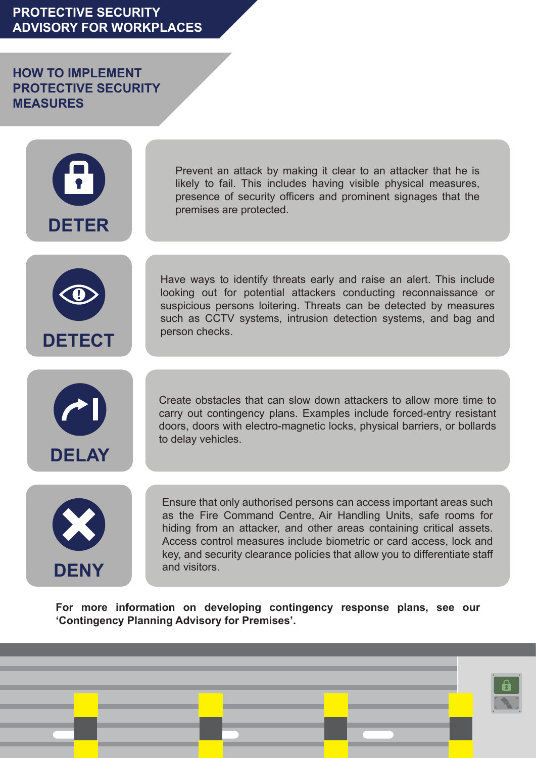# PROTECTIVE SECURITY ADVISORY FOR WORKPLACES

## HOW TO IMPLEMENT PROTECTIVE SECURITY MEASURES

### DETER

Prevent an attack by making it clear to an attacker that he is likely to fail. This includes having visible physical measures, presence of security officers and prominent signages that the premises are protected.

### DETECT

Have ways to identify threats early and raise an alert. This include looking out for potential attackers conducting reconnaissance or suspicious persons loitering. Threats can be detected by measures such as CCTV systems, intrusion detection systems, and bag and person checks.

### DELAY

Create obstacles that can slow down attackers to allow more time to carry out contingency plans. Examples include forced-entry resistant doors, doors with electro-magnetic locks, physical barriers, or bollards to delay vehicles.

### DENY

Ensure that only authorised persons can access important areas such as the Fire Command Centre, Air Handling Units, safe rooms for hiding from an attacker, and other areas containing critical assets. Access control measures include biometric or card access, lock and key, and security clearance policies that allow you to differentiate staff and visitors.

**For more information on developing contingency response plans, see our 'Contingency Planning Advisory for Premises'.**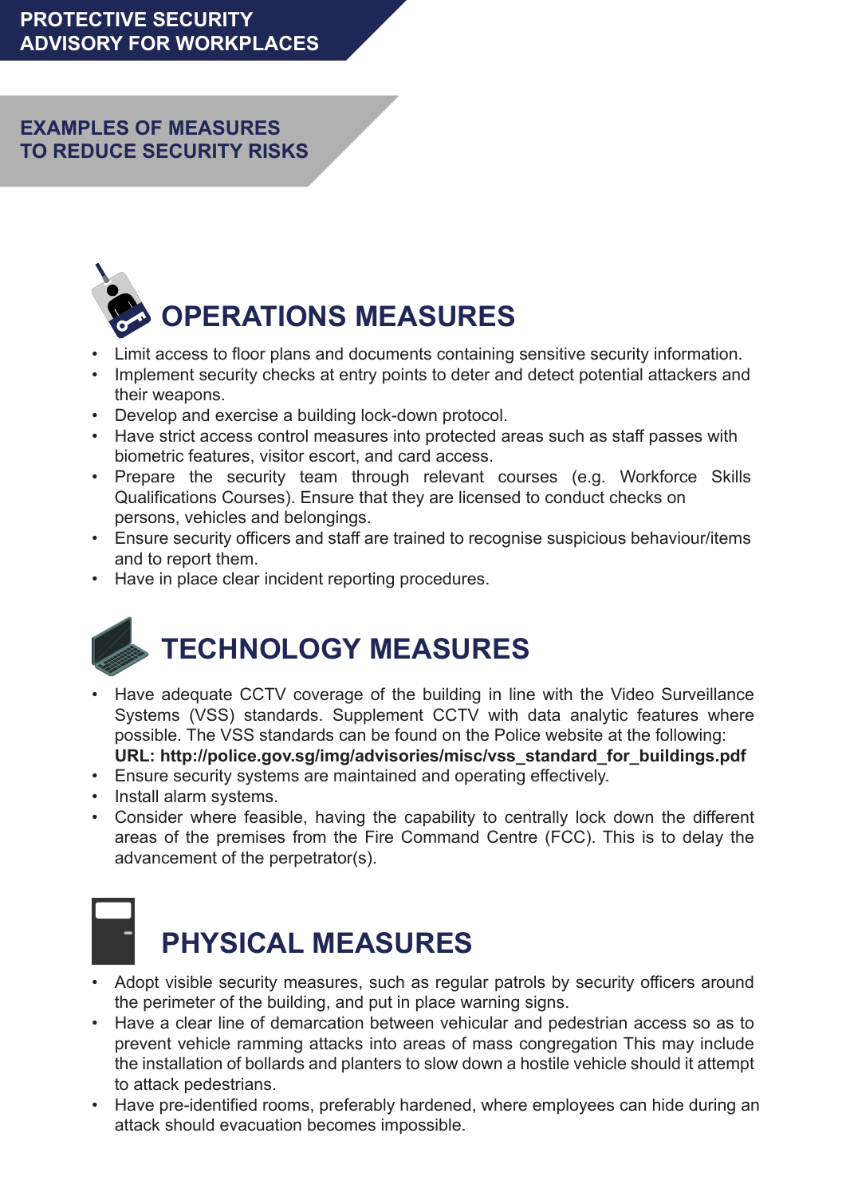# PROTECTIVE SECURITY ADVISORY FOR WORKPLACES

## EXAMPLES OF MEASURES TO REDUCE SECURITY RISKS

### OPERATIONS MEASURES

- Limit access to floor plans and documents containing sensitive security information.
- Implement security checks at entry points to deter and detect potential attackers and their weapons.
- Develop and exercise a building lock-down protocol.
- Have strict access control measures into protected areas such as staff passes with biometric features, visitor escort, and card access.
- Prepare the security team through relevant courses (e.g. Workforce Skills Qualifications Courses). Ensure that they are licensed to conduct checks on persons, vehicles and belongings.
- Ensure security officers and staff are trained to recognise suspicious behaviour/items and to report them.
- Have in place clear incident reporting procedures.

### TECHNOLOGY MEASURES

- Have adequate CCTV coverage of the building in line with the Video Surveillance Systems (VSS) standards. Supplement CCTV with data analytic features where possible. The VSS standards can be found on the Police website at the following: **URL: http://police.gov.sg/img/advisories/misc/vss_standard_for_buildings.pdf**
- Ensure security systems are maintained and operating effectively.
- Install alarm systems.
- Consider where feasible, having the capability to centrally lock down the different areas of the premises from the Fire Command Centre (FCC). This is to delay the advancement of the perpetrator(s).

### PHYSICAL MEASURES

- Adopt visible security measures, such as regular patrols by security officers around the perimeter of the building, and put in place warning signs.
- Have a clear line of demarcation between vehicular and pedestrian access so as to prevent vehicle ramming attacks into areas of mass congregation This may include the installation of bollards and planters to slow down a hostile vehicle should it attempt to attack pedestrians.
- Have pre-identified rooms, preferably hardened, where employees can hide during an attack should evacuation becomes impossible.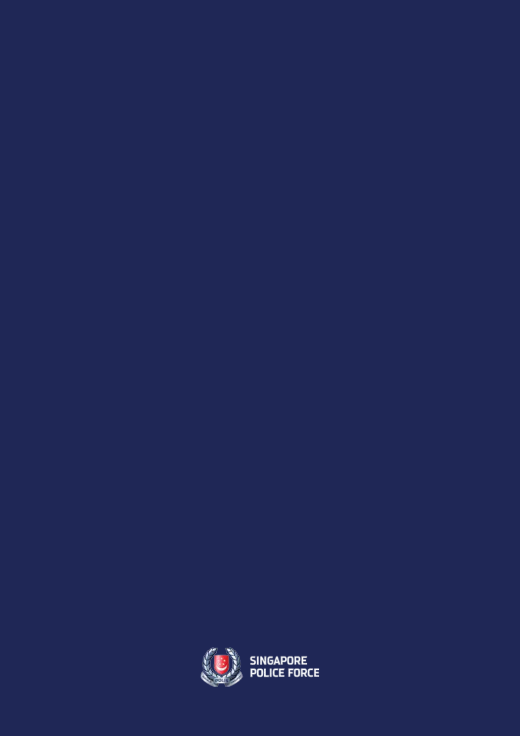SINGAPORE
POLICE FORCE